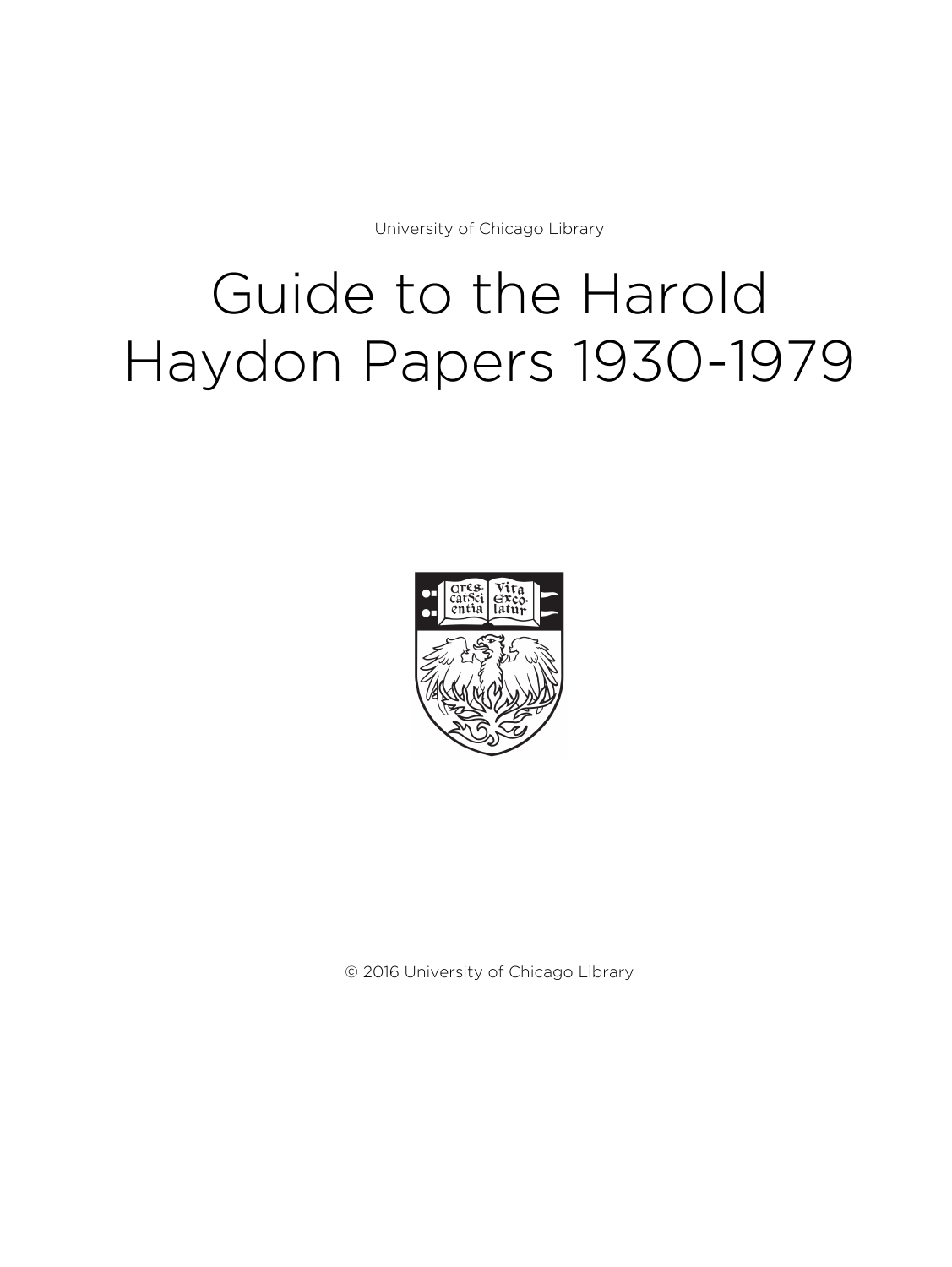University of Chicago Library

# Guide to the Harold Haydon Papers 1930-1979

© 2016 University of Chicago Library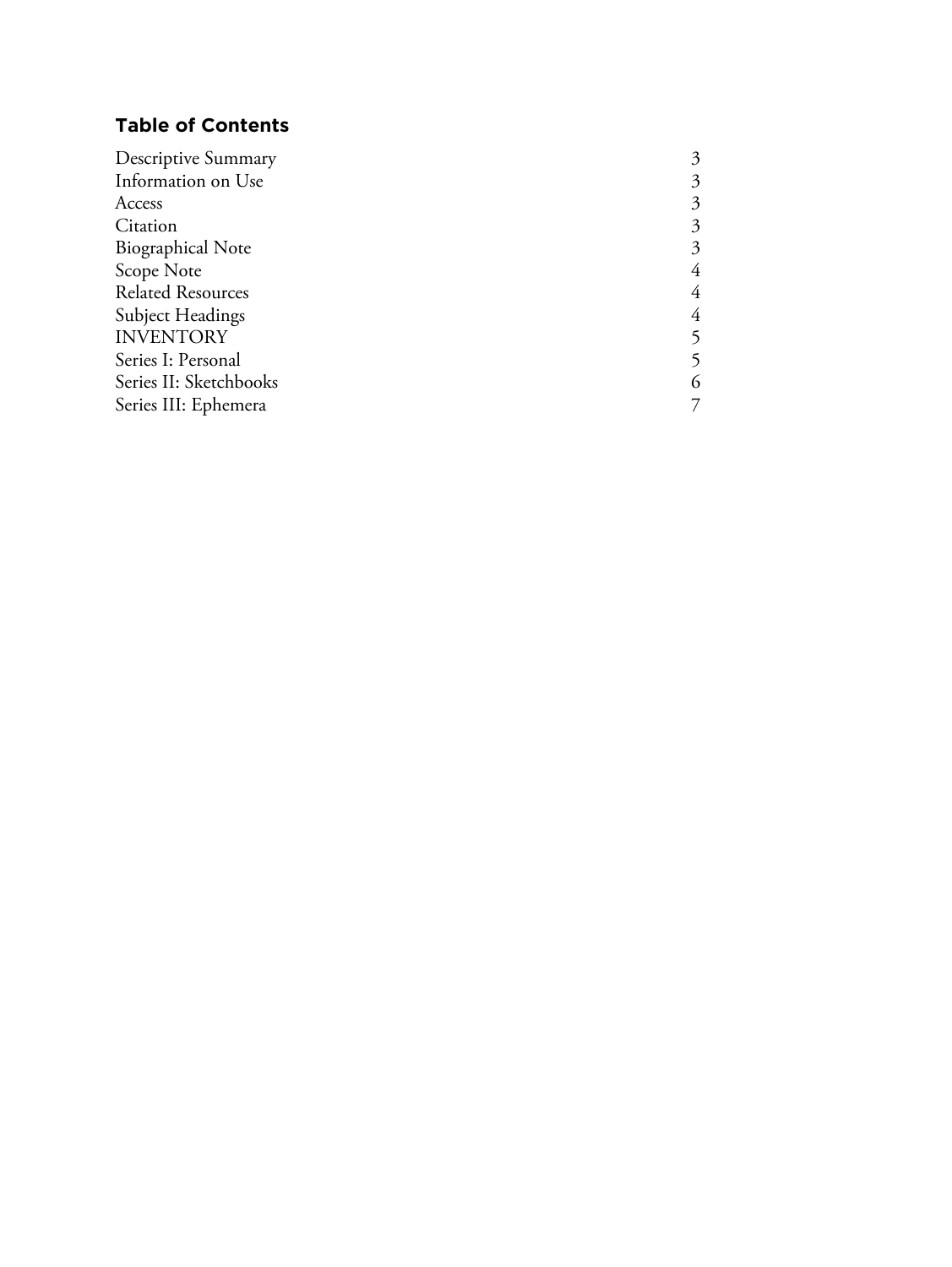## Table of Contents

| | |
|---|---|
| Descriptive Summary | 3 |
| Information on Use | 3 |
| Access | 3 |
| Citation | 3 |
| Biographical Note | 3 |
| Scope Note | 4 |
| Related Resources | 4 |
| Subject Headings | 4 |
| INVENTORY | 5 |
| Series I: Personal | 5 |
| Series II: Sketchbooks | 6 |
| Series III: Ephemera | 7 |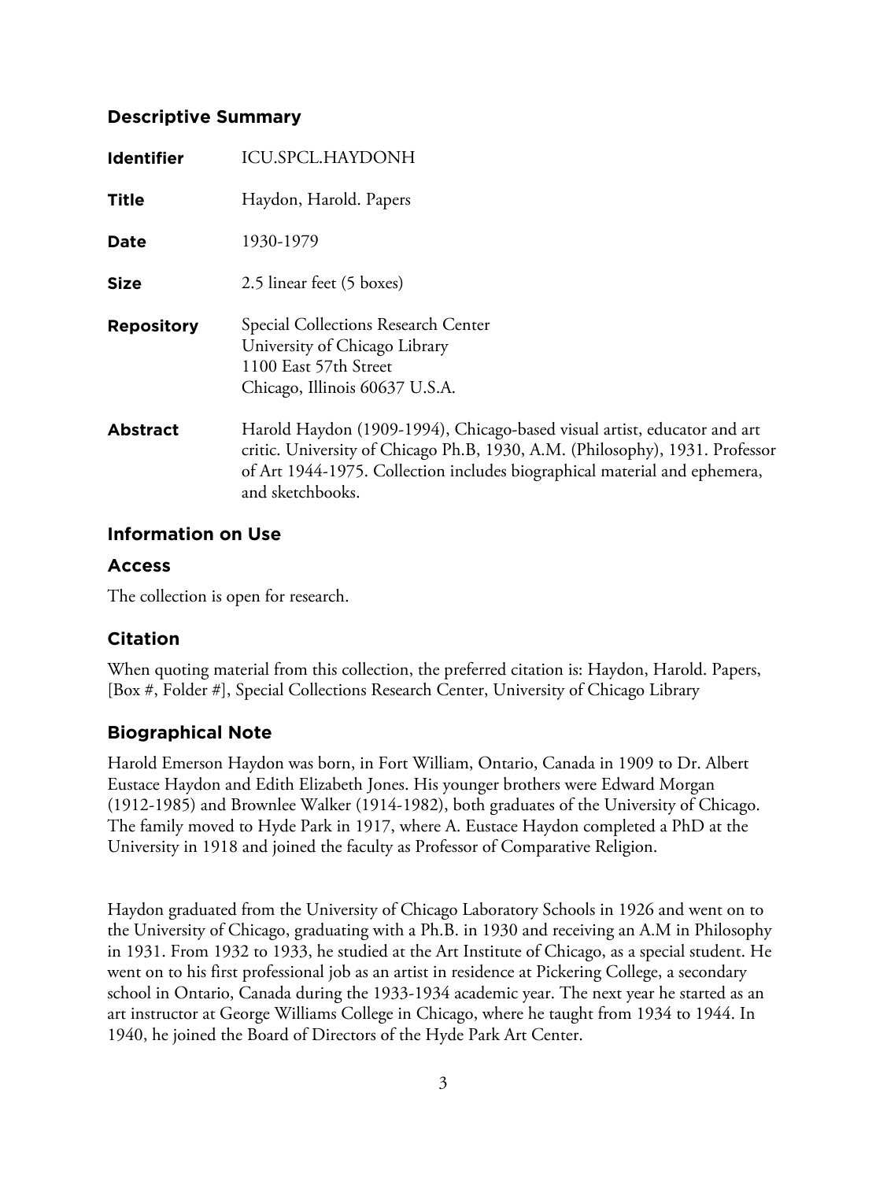## Descriptive Summary

| | |
|---|---|
| **Identifier** | ICU.SPCL.HAYDONH |
| **Title** | Haydon, Harold. Papers |
| **Date** | 1930-1979 |
| **Size** | 2.5 linear feet (5 boxes) |
| **Repository** | Special Collections Research Center<br>University of Chicago Library<br>1100 East 57th Street<br>Chicago, Illinois 60637 U.S.A. |
| **Abstract** | Harold Haydon (1909-1994), Chicago-based visual artist, educator and art critic. University of Chicago Ph.B, 1930, A.M. (Philosophy), 1931. Professor of Art 1944-1975. Collection includes biographical material and ephemera, and sketchbooks. |

## Information on Use

### Access

The collection is open for research.

### Citation

When quoting material from this collection, the preferred citation is: Haydon, Harold. Papers, [Box #, Folder #], Special Collections Research Center, University of Chicago Library

## Biographical Note

Harold Emerson Haydon was born, in Fort William, Ontario, Canada in 1909 to Dr. Albert Eustace Haydon and Edith Elizabeth Jones. His younger brothers were Edward Morgan (1912-1985) and Brownlee Walker (1914-1982), both graduates of the University of Chicago. The family moved to Hyde Park in 1917, where A. Eustace Haydon completed a PhD at the University in 1918 and joined the faculty as Professor of Comparative Religion.

Haydon graduated from the University of Chicago Laboratory Schools in 1926 and went on to the University of Chicago, graduating with a Ph.B. in 1930 and receiving an A.M in Philosophy in 1931. From 1932 to 1933, he studied at the Art Institute of Chicago, as a special student. He went on to his first professional job as an artist in residence at Pickering College, a secondary school in Ontario, Canada during the 1933-1934 academic year. The next year he started as an art instructor at George Williams College in Chicago, where he taught from 1934 to 1944. In 1940, he joined the Board of Directors of the Hyde Park Art Center.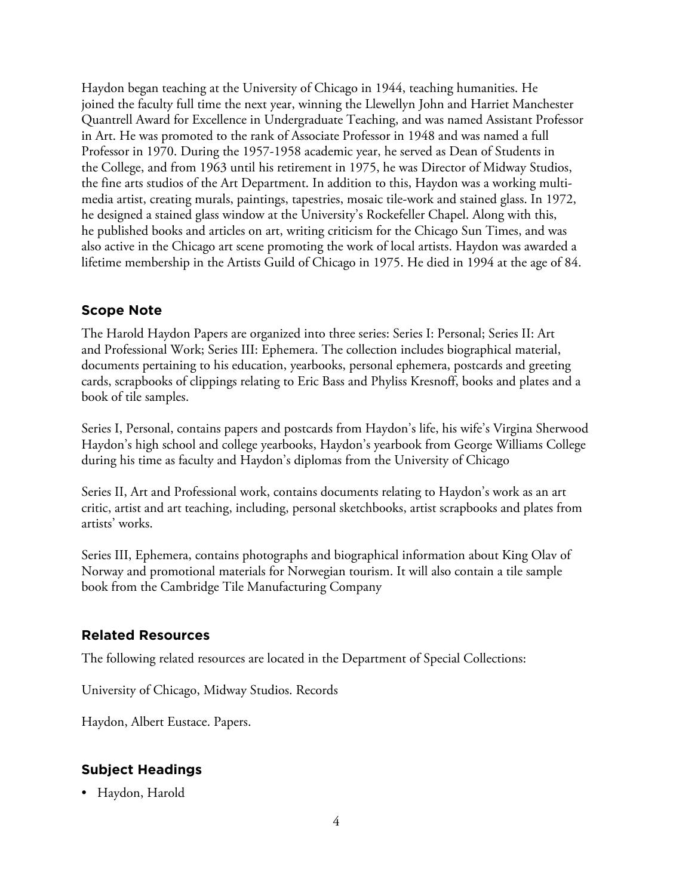Haydon began teaching at the University of Chicago in 1944, teaching humanities. He joined the faculty full time the next year, winning the Llewellyn John and Harriet Manchester Quantrell Award for Excellence in Undergraduate Teaching, and was named Assistant Professor in Art. He was promoted to the rank of Associate Professor in 1948 and was named a full Professor in 1970. During the 1957-1958 academic year, he served as Dean of Students in the College, and from 1963 until his retirement in 1975, he was Director of Midway Studios, the fine arts studios of the Art Department. In addition to this, Haydon was a working multi-media artist, creating murals, paintings, tapestries, mosaic tile-work and stained glass. In 1972, he designed a stained glass window at the University's Rockefeller Chapel. Along with this, he published books and articles on art, writing criticism for the Chicago Sun Times, and was also active in the Chicago art scene promoting the work of local artists. Haydon was awarded a lifetime membership in the Artists Guild of Chicago in 1975. He died in 1994 at the age of 84.

## Scope Note

The Harold Haydon Papers are organized into three series: Series I: Personal; Series II: Art and Professional Work; Series III: Ephemera. The collection includes biographical material, documents pertaining to his education, yearbooks, personal ephemera, postcards and greeting cards, scrapbooks of clippings relating to Eric Bass and Phyliss Kresnoff, books and plates and a book of tile samples.

Series I, Personal, contains papers and postcards from Haydon's life, his wife's Virgina Sherwood Haydon's high school and college yearbooks, Haydon's yearbook from George Williams College during his time as faculty and Haydon's diplomas from the University of Chicago

Series II, Art and Professional work, contains documents relating to Haydon's work as an art critic, artist and art teaching, including, personal sketchbooks, artist scrapbooks and plates from artists' works.

Series III, Ephemera, contains photographs and biographical information about King Olav of Norway and promotional materials for Norwegian tourism. It will also contain a tile sample book from the Cambridge Tile Manufacturing Company

## Related Resources

The following related resources are located in the Department of Special Collections:

University of Chicago, Midway Studios. Records

Haydon, Albert Eustace. Papers.

## Subject Headings

- Haydon, Harold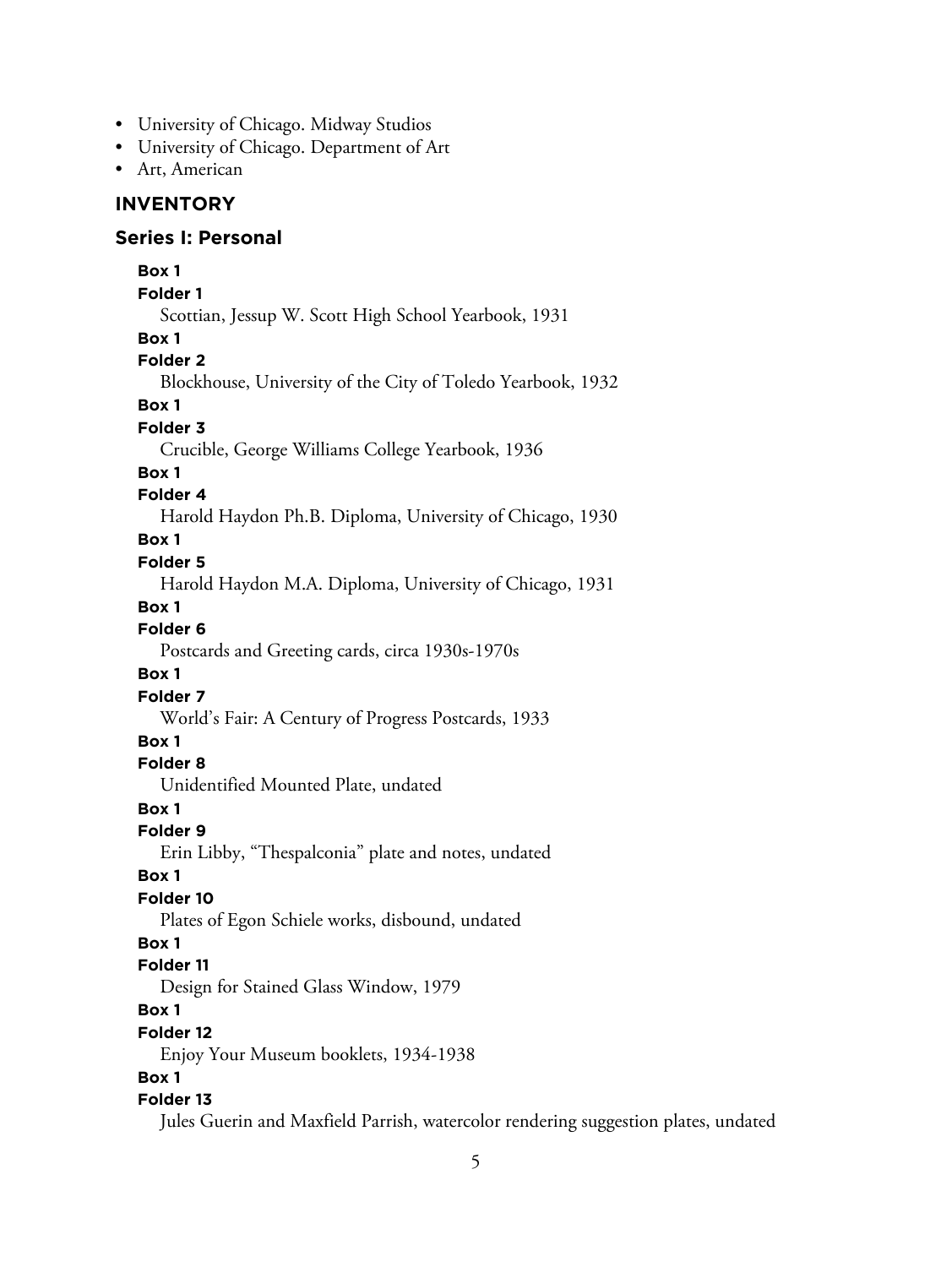- University of Chicago. Midway Studios
- University of Chicago. Department of Art
- Art, American

## INVENTORY

### Series I: Personal

**Box 1**
**Folder 1**
Scottian, Jessup W. Scott High School Yearbook, 1931

**Box 1**
**Folder 2**
Blockhouse, University of the City of Toledo Yearbook, 1932

**Box 1**
**Folder 3**
Crucible, George Williams College Yearbook, 1936

**Box 1**
**Folder 4**
Harold Haydon Ph.B. Diploma, University of Chicago, 1930

**Box 1**
**Folder 5**
Harold Haydon M.A. Diploma, University of Chicago, 1931

**Box 1**
**Folder 6**
Postcards and Greeting cards, circa 1930s-1970s

**Box 1**
**Folder 7**
World's Fair: A Century of Progress Postcards, 1933

**Box 1**
**Folder 8**
Unidentified Mounted Plate, undated

**Box 1**
**Folder 9**
Erin Libby, "Thespalconia" plate and notes, undated

**Box 1**
**Folder 10**
Plates of Egon Schiele works, disbound, undated

**Box 1**
**Folder 11**
Design for Stained Glass Window, 1979

**Box 1**
**Folder 12**
Enjoy Your Museum booklets, 1934-1938

**Box 1**
**Folder 13**
Jules Guerin and Maxfield Parrish, watercolor rendering suggestion plates, undated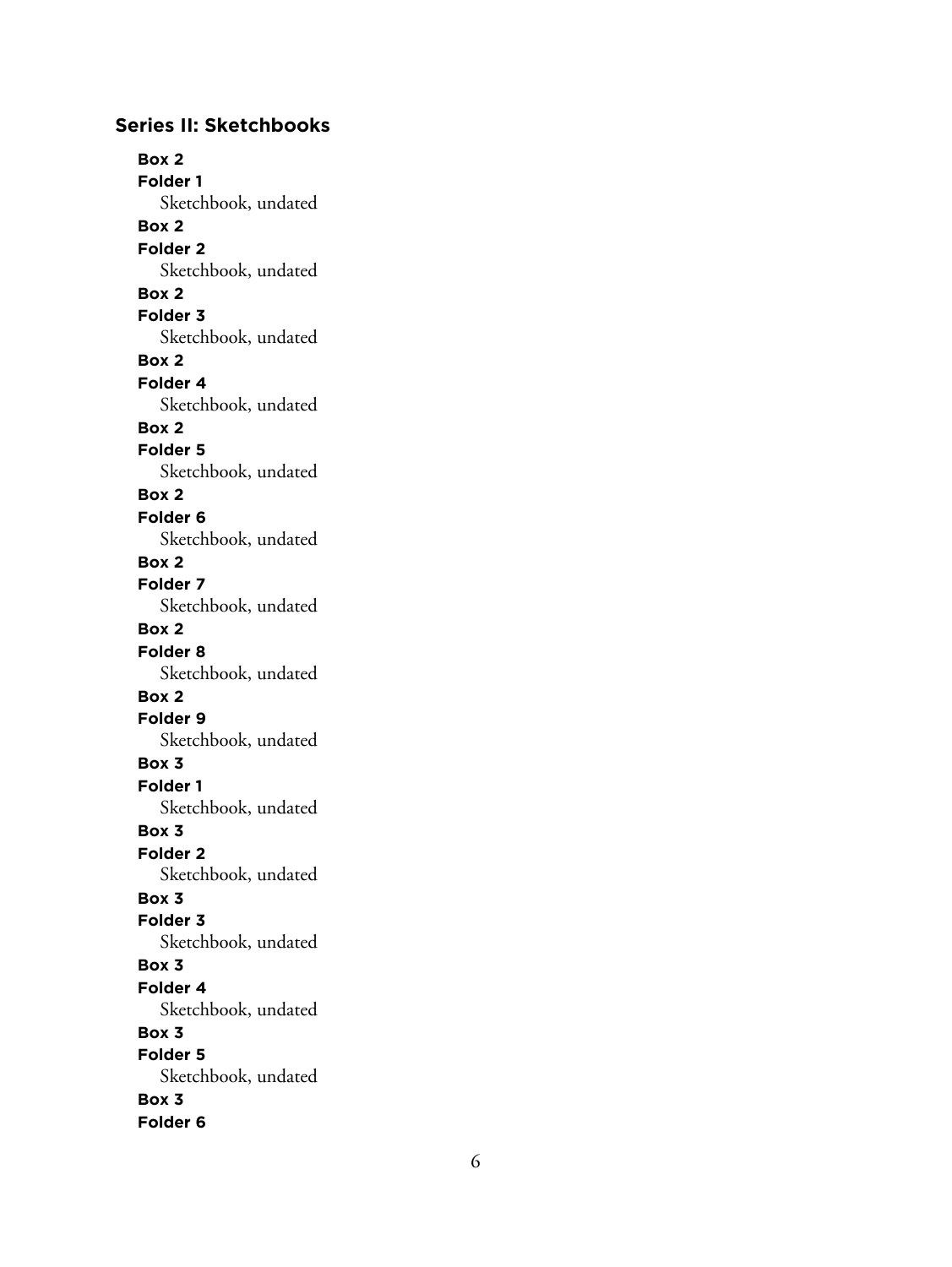## Series II: Sketchbooks

**Box 2**
**Folder 1**
Sketchbook, undated

**Box 2**
**Folder 2**
Sketchbook, undated

**Box 2**
**Folder 3**
Sketchbook, undated

**Box 2**
**Folder 4**
Sketchbook, undated

**Box 2**
**Folder 5**
Sketchbook, undated

**Box 2**
**Folder 6**
Sketchbook, undated

**Box 2**
**Folder 7**
Sketchbook, undated

**Box 2**
**Folder 8**
Sketchbook, undated

**Box 2**
**Folder 9**
Sketchbook, undated

**Box 3**
**Folder 1**
Sketchbook, undated

**Box 3**
**Folder 2**
Sketchbook, undated

**Box 3**
**Folder 3**
Sketchbook, undated

**Box 3**
**Folder 4**
Sketchbook, undated

**Box 3**
**Folder 5**
Sketchbook, undated

**Box 3**
**Folder 6**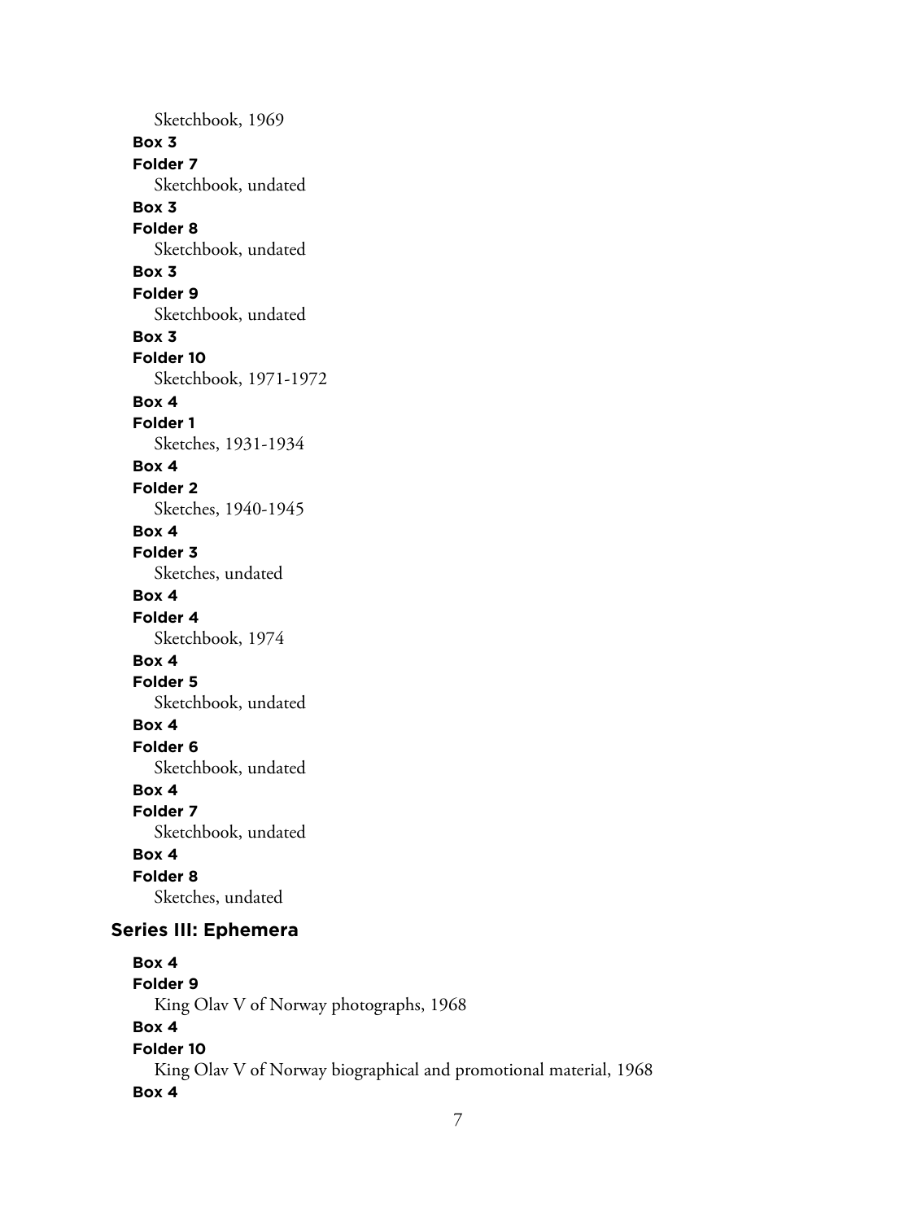Sketchbook, 1969

**Box 3**

**Folder 7**

Sketchbook, undated

**Box 3**

**Folder 8**

Sketchbook, undated

**Box 3**

**Folder 9**

Sketchbook, undated

**Box 3**

**Folder 10**

Sketchbook, 1971-1972

**Box 4**

**Folder 1**

Sketches, 1931-1934

**Box 4**

**Folder 2**

Sketches, 1940-1945

**Box 4**

**Folder 3**

Sketches, undated

**Box 4**

**Folder 4**

Sketchbook, 1974

**Box 4**

**Folder 5**

Sketchbook, undated

**Box 4**

**Folder 6**

Sketchbook, undated

**Box 4**

**Folder 7**

Sketchbook, undated

**Box 4**

**Folder 8**

Sketches, undated

### Series III: Ephemera

**Box 4**

**Folder 9**

King Olav V of Norway photographs, 1968

**Box 4**

**Folder 10**

King Olav V of Norway biographical and promotional material, 1968

**Box 4**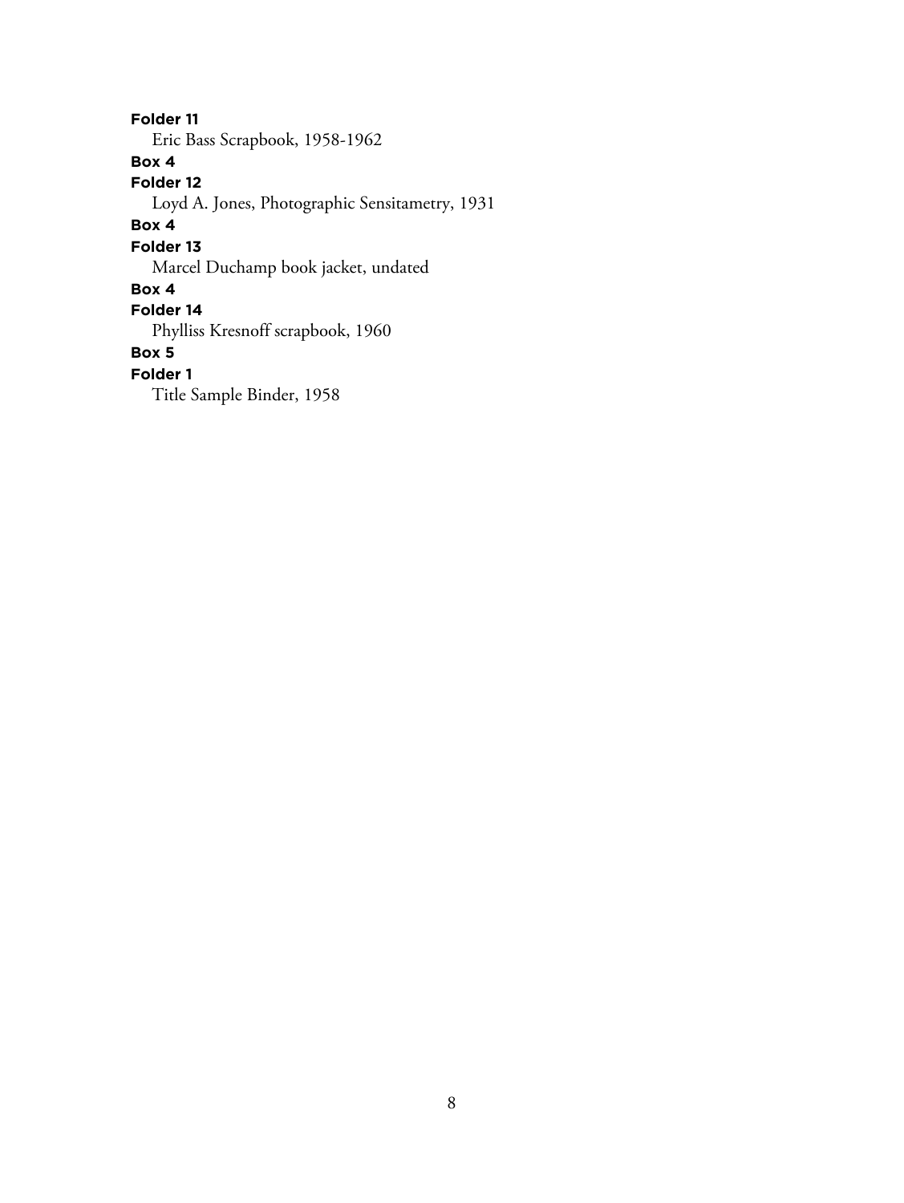**Folder 11**
Eric Bass Scrapbook, 1958-1962

**Box 4**

**Folder 12**
Loyd A. Jones, Photographic Sensitametry, 1931

**Box 4**

**Folder 13**
Marcel Duchamp book jacket, undated

**Box 4**

**Folder 14**
Phylliss Kresnoff scrapbook, 1960

**Box 5**

**Folder 1**
Title Sample Binder, 1958